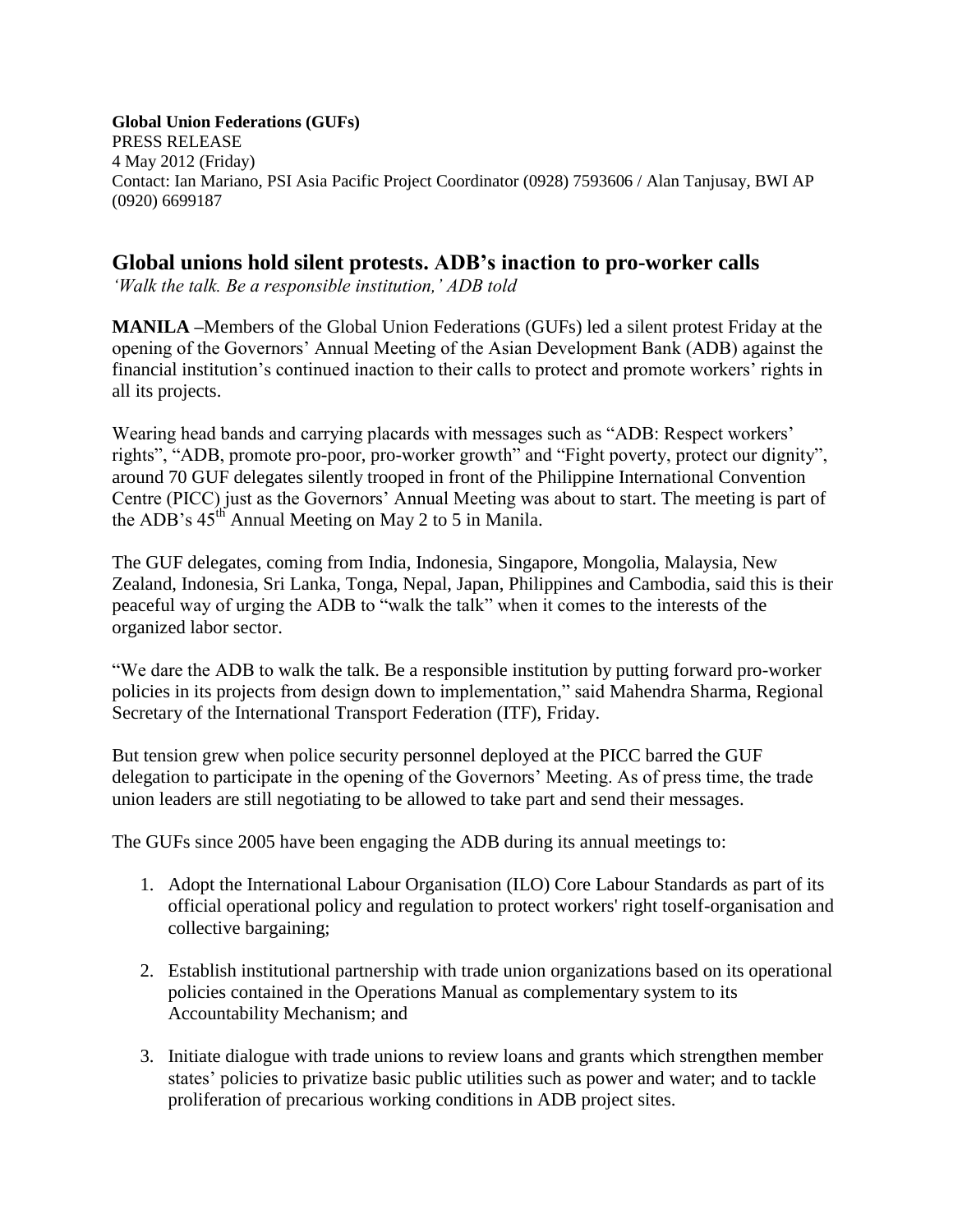**Global Union Federations (GUFs)**
PRESS RELEASE
4 May 2012 (Friday)
Contact: Ian Mariano, PSI Asia Pacific Project Coordinator (0928) 7593606 / Alan Tanjusay, BWI AP (0920) 6699187

## Global unions hold silent protests. ADB's inaction to pro-worker calls

*'Walk the talk. Be a responsible institution,' ADB told*

**MANILA –**Members of the Global Union Federations (GUFs) led a silent protest Friday at the opening of the Governors' Annual Meeting of the Asian Development Bank (ADB) against the financial institution's continued inaction to their calls to protect and promote workers' rights in all its projects.

Wearing head bands and carrying placards with messages such as "ADB: Respect workers' rights", "ADB, promote pro-poor, pro-worker growth" and "Fight poverty, protect our dignity", around 70 GUF delegates silently trooped in front of the Philippine International Convention Centre (PICC) just as the Governors' Annual Meeting was about to start. The meeting is part of the ADB's 45th Annual Meeting on May 2 to 5 in Manila.

The GUF delegates, coming from India, Indonesia, Singapore, Mongolia, Malaysia, New Zealand, Indonesia, Sri Lanka, Tonga, Nepal, Japan, Philippines and Cambodia, said this is their peaceful way of urging the ADB to "walk the talk" when it comes to the interests of the organized labor sector.

"We dare the ADB to walk the talk. Be a responsible institution by putting forward pro-worker policies in its projects from design down to implementation," said Mahendra Sharma, Regional Secretary of the International Transport Federation (ITF), Friday.

But tension grew when police security personnel deployed at the PICC barred the GUF delegation to participate in the opening of the Governors' Meeting. As of press time, the trade union leaders are still negotiating to be allowed to take part and send their messages.

The GUFs since 2005 have been engaging the ADB during its annual meetings to:

1. Adopt the International Labour Organisation (ILO) Core Labour Standards as part of its official operational policy and regulation to protect workers' right toself-organisation and collective bargaining;

2. Establish institutional partnership with trade union organizations based on its operational policies contained in the Operations Manual as complementary system to its Accountability Mechanism; and

3. Initiate dialogue with trade unions to review loans and grants which strengthen member states' policies to privatize basic public utilities such as power and water; and to tackle proliferation of precarious working conditions in ADB project sites.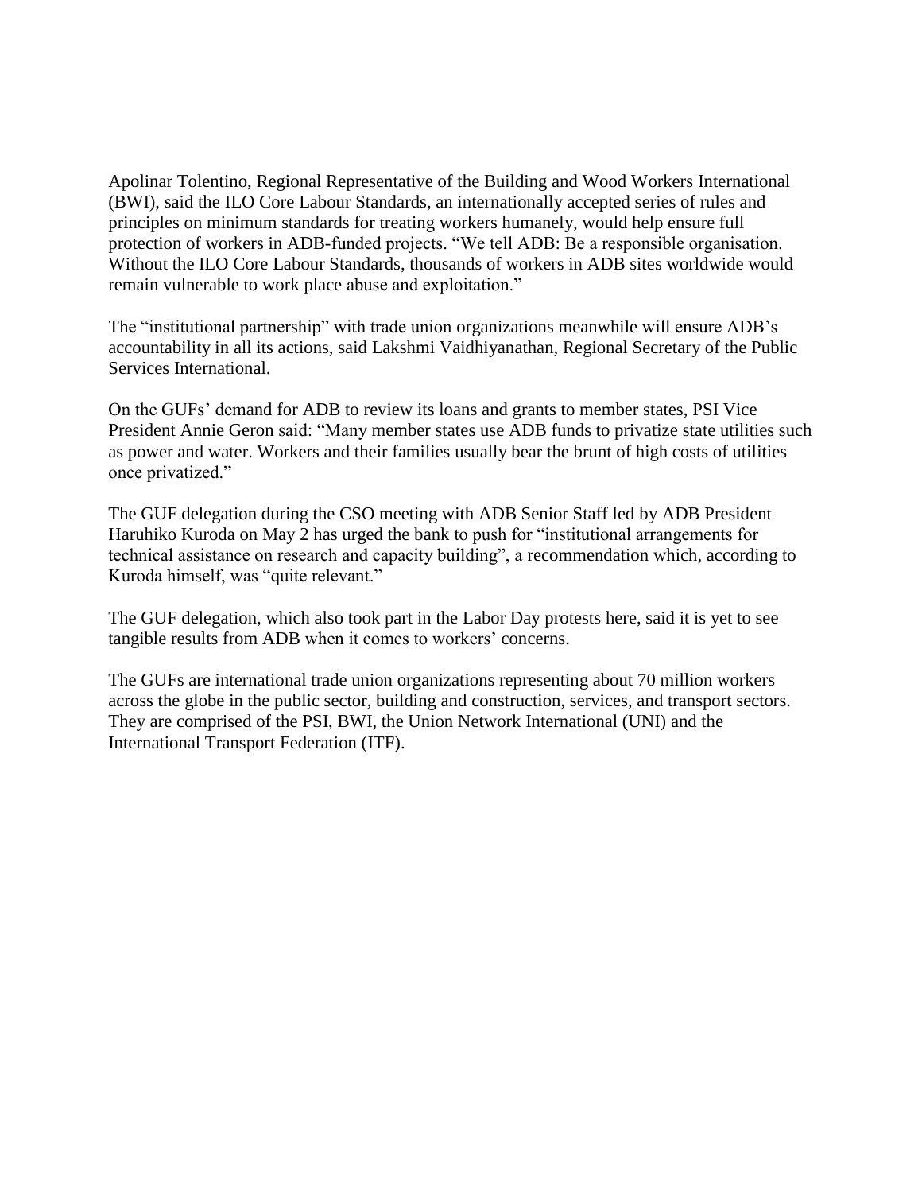Apolinar Tolentino, Regional Representative of the Building and Wood Workers International (BWI), said the ILO Core Labour Standards, an internationally accepted series of rules and principles on minimum standards for treating workers humanely, would help ensure full protection of workers in ADB-funded projects. “We tell ADB: Be a responsible organisation. Without the ILO Core Labour Standards, thousands of workers in ADB sites worldwide would remain vulnerable to work place abuse and exploitation.”

The “institutional partnership” with trade union organizations meanwhile will ensure ADB’s accountability in all its actions, said Lakshmi Vaidhiyanathan, Regional Secretary of the Public Services International.

On the GUFs’ demand for ADB to review its loans and grants to member states, PSI Vice President Annie Geron said: “Many member states use ADB funds to privatize state utilities such as power and water. Workers and their families usually bear the brunt of high costs of utilities once privatized.”

The GUF delegation during the CSO meeting with ADB Senior Staff led by ADB President Haruhiko Kuroda on May 2 has urged the bank to push for “institutional arrangements for technical assistance on research and capacity building”, a recommendation which, according to Kuroda himself, was “quite relevant.”

The GUF delegation, which also took part in the Labor Day protests here, said it is yet to see tangible results from ADB when it comes to workers’ concerns.

The GUFs are international trade union organizations representing about 70 million workers across the globe in the public sector, building and construction, services, and transport sectors. They are comprised of the PSI, BWI, the Union Network International (UNI) and the International Transport Federation (ITF).